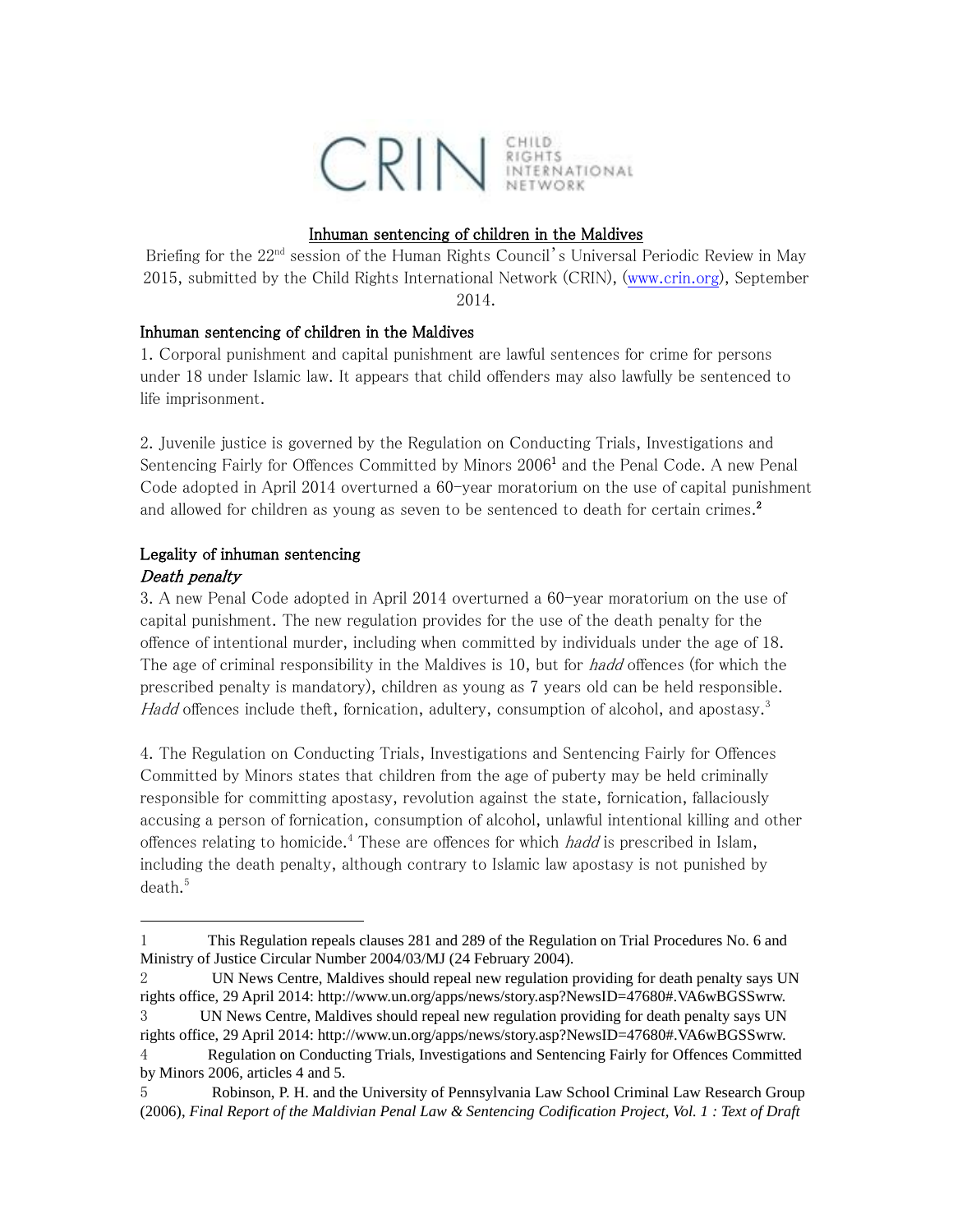CRIN CHILD RIGHTS INTERNATIONAL NETWORK

# Inhuman sentencing of children in the Maldives

Briefing for the 22nd session of the Human Rights Council's Universal Periodic Review in May 2015, submitted by the Child Rights International Network (CRIN), (www.crin.org), September 2014.

## Inhuman sentencing of children in the Maldives

1. Corporal punishment and capital punishment are lawful sentences for crime for persons under 18 under Islamic law. It appears that child offenders may also lawfully be sentenced to life imprisonment.

2. Juvenile justice is governed by the Regulation on Conducting Trials, Investigations and Sentencing Fairly for Offences Committed by Minors 2006[1] and the Penal Code. A new Penal Code adopted in April 2014 overturned a 60-year moratorium on the use of capital punishment and allowed for children as young as seven to be sentenced to death for certain crimes.[2]

## Legality of inhuman sentencing

### *Death penalty*

3. A new Penal Code adopted in April 2014 overturned a 60-year moratorium on the use of capital punishment. The new regulation provides for the use of the death penalty for the offence of intentional murder, including when committed by individuals under the age of 18. The age of criminal responsibility in the Maldives is 10, but for *hadd* offences (for which the prescribed penalty is mandatory), children as young as 7 years old can be held responsible. *Hadd* offences include theft, fornication, adultery, consumption of alcohol, and apostasy.[3]

4. The Regulation on Conducting Trials, Investigations and Sentencing Fairly for Offences Committed by Minors states that children from the age of puberty may be held criminally responsible for committing apostasy, revolution against the state, fornication, fallaciously accusing a person of fornication, consumption of alcohol, unlawful intentional killing and other offences relating to homicide.[4] These are offences for which *hadd* is prescribed in Islam, including the death penalty, although contrary to Islamic law apostasy is not punished by death.[5]

---

1 This Regulation repeals clauses 281 and 289 of the Regulation on Trial Procedures No. 6 and Ministry of Justice Circular Number 2004/03/MJ (24 February 2004).

2 UN News Centre, Maldives should repeal new regulation providing for death penalty says UN rights office, 29 April 2014: http://www.un.org/apps/news/story.asp?NewsID=47680#.VA6wBGSSwrw.

3 UN News Centre, Maldives should repeal new regulation providing for death penalty says UN rights office, 29 April 2014: http://www.un.org/apps/news/story.asp?NewsID=47680#.VA6wBGSSwrw.

4 Regulation on Conducting Trials, Investigations and Sentencing Fairly for Offences Committed by Minors 2006, articles 4 and 5.

5 Robinson, P. H. and the University of Pennsylvania Law School Criminal Law Research Group (2006), *Final Report of the Maldivian Penal Law & Sentencing Codification Project, Vol. 1 : Text of Draft*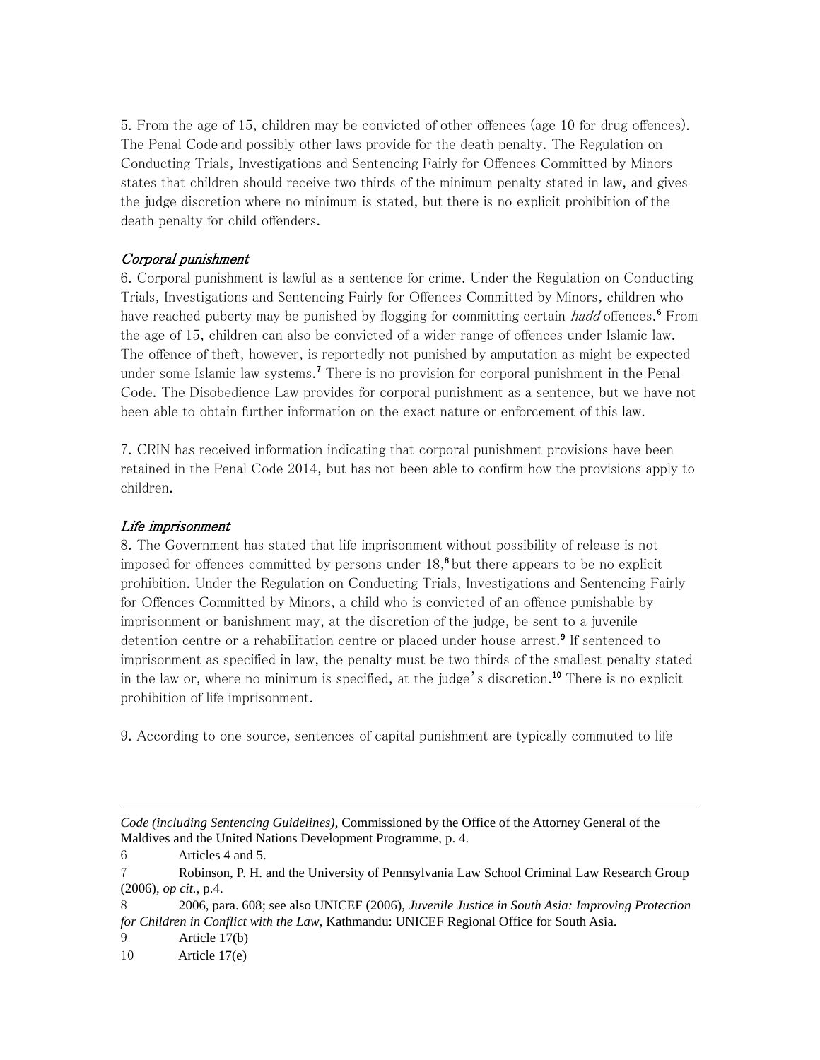5. From the age of 15, children may be convicted of other offences (age 10 for drug offences). The Penal Code and possibly other laws provide for the death penalty. The Regulation on Conducting Trials, Investigations and Sentencing Fairly for Offences Committed by Minors states that children should receive two thirds of the minimum penalty stated in law, and gives the judge discretion where no minimum is stated, but there is no explicit prohibition of the death penalty for child offenders.

### *Corporal punishment*

6. Corporal punishment is lawful as a sentence for crime. Under the Regulation on Conducting Trials, Investigations and Sentencing Fairly for Offences Committed by Minors, children who have reached puberty may be punished by flogging for committing certain *hadd* offences.[6] From the age of 15, children can also be convicted of a wider range of offences under Islamic law. The offence of theft, however, is reportedly not punished by amputation as might be expected under some Islamic law systems.[7] There is no provision for corporal punishment in the Penal Code. The Disobedience Law provides for corporal punishment as a sentence, but we have not been able to obtain further information on the exact nature or enforcement of this law.

7. CRIN has received information indicating that corporal punishment provisions have been retained in the Penal Code 2014, but has not been able to confirm how the provisions apply to children.

### *Life imprisonment*

8. The Government has stated that life imprisonment without possibility of release is not imposed for offences committed by persons under 18,[8] but there appears to be no explicit prohibition. Under the Regulation on Conducting Trials, Investigations and Sentencing Fairly for Offences Committed by Minors, a child who is convicted of an offence punishable by imprisonment or banishment may, at the discretion of the judge, be sent to a juvenile detention centre or a rehabilitation centre or placed under house arrest.[9] If sentenced to imprisonment as specified in law, the penalty must be two thirds of the smallest penalty stated in the law or, where no minimum is specified, at the judge's discretion.[10] There is no explicit prohibition of life imprisonment.

9. According to one source, sentences of capital punishment are typically commuted to life

---

*Code (including Sentencing Guidelines)*, Commissioned by the Office of the Attorney General of the Maldives and the United Nations Development Programme, p. 4.

6 Articles 4 and 5.

7 Robinson, P. H. and the University of Pennsylvania Law School Criminal Law Research Group (2006), *op cit.*, p.4.

8 2006, para. 608; see also UNICEF (2006), *Juvenile Justice in South Asia: Improving Protection for Children in Conflict with the Law*, Kathmandu: UNICEF Regional Office for South Asia.

9 Article 17(b)

10 Article 17(e)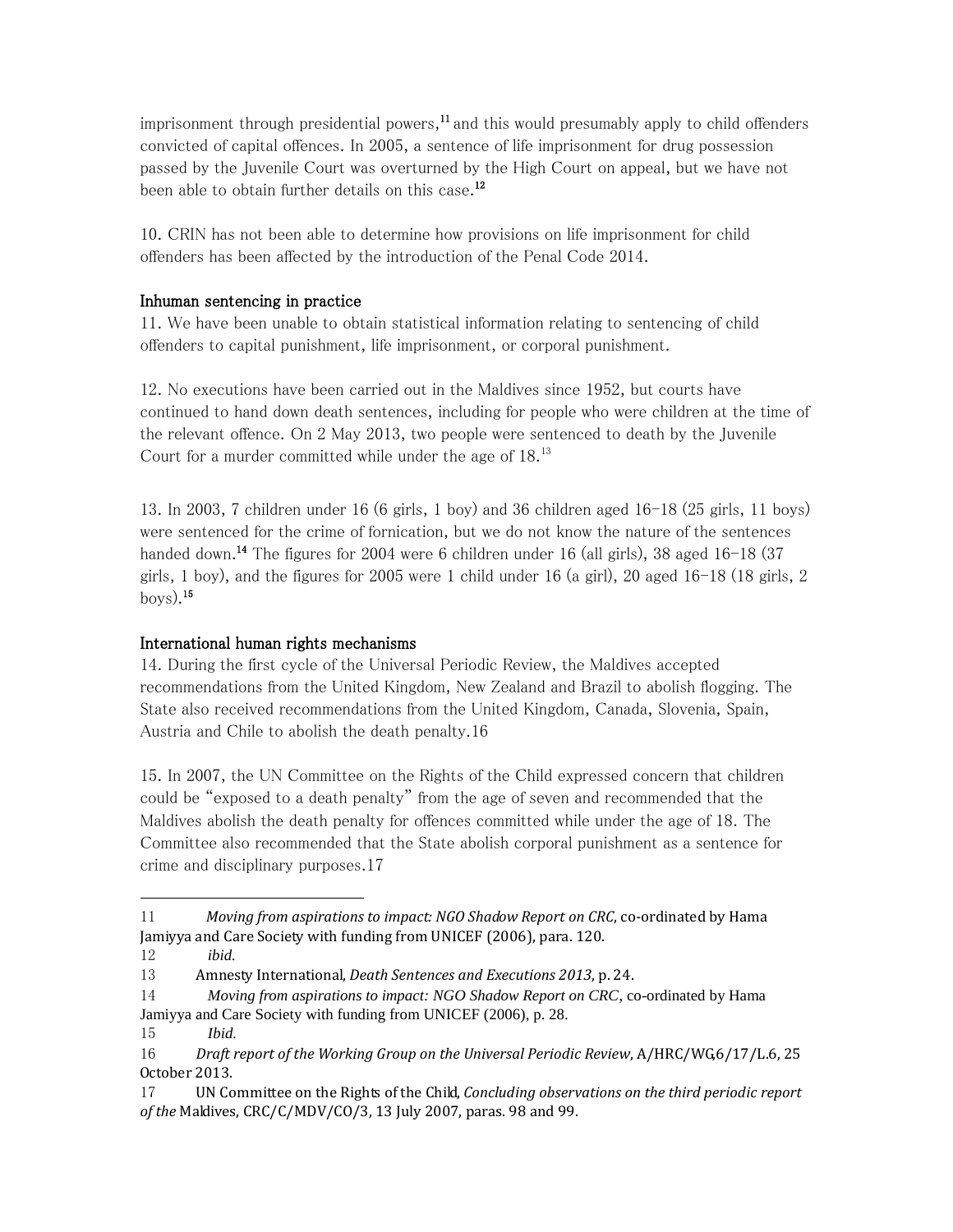imprisonment through presidential powers,[11] and this would presumably apply to child offenders convicted of capital offences. In 2005, a sentence of life imprisonment for drug possession passed by the Juvenile Court was overturned by the High Court on appeal, but we have not been able to obtain further details on this case.[12]

10. CRIN has not been able to determine how provisions on life imprisonment for child offenders has been affected by the introduction of the Penal Code 2014.

### Inhuman sentencing in practice

11. We have been unable to obtain statistical information relating to sentencing of child offenders to capital punishment, life imprisonment, or corporal punishment.

12. No executions have been carried out in the Maldives since 1952, but courts have continued to hand down death sentences, including for people who were children at the time of the relevant offence. On 2 May 2013, two people were sentenced to death by the Juvenile Court for a murder committed while under the age of 18.[13]

13. In 2003, 7 children under 16 (6 girls, 1 boy) and 36 children aged 16-18 (25 girls, 11 boys) were sentenced for the crime of fornication, but we do not know the nature of the sentences handed down.[14] The figures for 2004 were 6 children under 16 (all girls), 38 aged 16-18 (37 girls, 1 boy), and the figures for 2005 were 1 child under 16 (a girl), 20 aged 16-18 (18 girls, 2 boys).[15]

### International human rights mechanisms

14. During the first cycle of the Universal Periodic Review, the Maldives accepted recommendations from the United Kingdom, New Zealand and Brazil to abolish flogging. The State also received recommendations from the United Kingdom, Canada, Slovenia, Spain, Austria and Chile to abolish the death penalty.16

15. In 2007, the UN Committee on the Rights of the Child expressed concern that children could be "exposed to a death penalty" from the age of seven and recommended that the Maldives abolish the death penalty for offences committed while under the age of 18. The Committee also recommended that the State abolish corporal punishment as a sentence for crime and disciplinary purposes.17

---

11 *Moving from aspirations to impact: NGO Shadow Report on CRC*, co-ordinated by Hama Jamiyya and Care Society with funding from UNICEF (2006), para. 120.

12 *ibid*.

13 Amnesty International, *Death Sentences and Executions 2013*, p. 24.

14 *Moving from aspirations to impact: NGO Shadow Report on CRC*, co-ordinated by Hama Jamiyya and Care Society with funding from UNICEF (2006), p. 28.

15 *Ibid*.

16 *Draft report of the Working Group on the Universal Periodic Review*, A/HRC/WG.6/17/L.6, 25 October 2013.

17 UN Committee on the Rights of the Child, *Concluding observations on the third periodic report of the* Maldives, CRC/C/MDV/CO/3, 13 July 2007, paras. 98 and 99.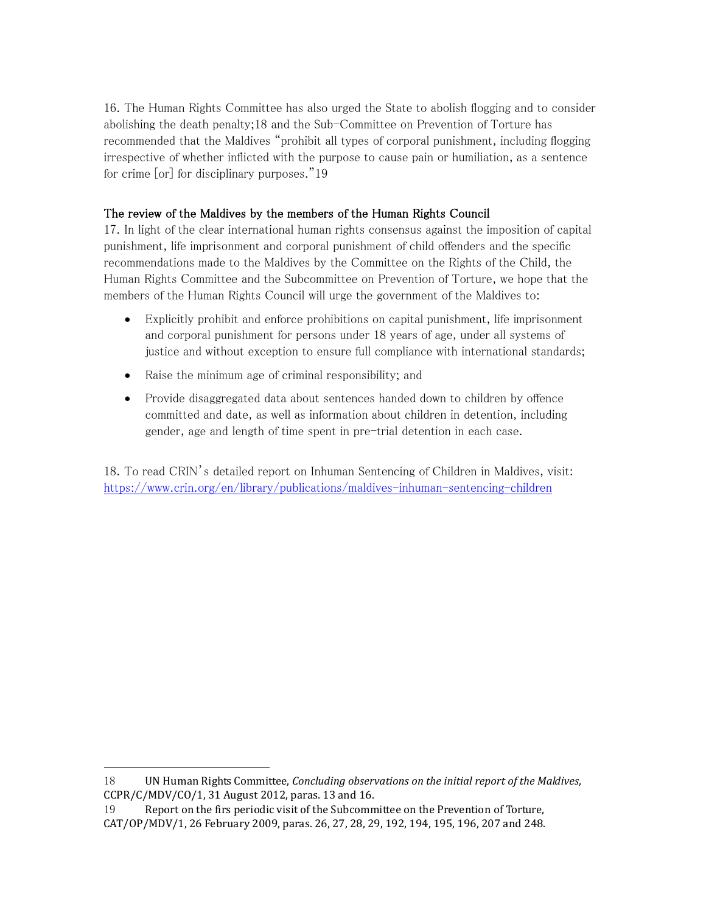16. The Human Rights Committee has also urged the State to abolish flogging and to consider abolishing the death penalty;[18] and the Sub-Committee on Prevention of Torture has recommended that the Maldives "prohibit all types of corporal punishment, including flogging irrespective of whether inflicted with the purpose to cause pain or humiliation, as a sentence for crime [or] for disciplinary purposes."[19]

### The review of the Maldives by the members of the Human Rights Council

17. In light of the clear international human rights consensus against the imposition of capital punishment, life imprisonment and corporal punishment of child offenders and the specific recommendations made to the Maldives by the Committee on the Rights of the Child, the Human Rights Committee and the Subcommittee on Prevention of Torture, we hope that the members of the Human Rights Council will urge the government of the Maldives to:

- Explicitly prohibit and enforce prohibitions on capital punishment, life imprisonment and corporal punishment for persons under 18 years of age, under all systems of justice and without exception to ensure full compliance with international standards;
- Raise the minimum age of criminal responsibility; and
- Provide disaggregated data about sentences handed down to children by offence committed and date, as well as information about children in detention, including gender, age and length of time spent in pre-trial detention in each case.

18. To read CRIN's detailed report on Inhuman Sentencing of Children in Maldives, visit: https://www.crin.org/en/library/publications/maldives-inhuman-sentencing-children

---

18 UN Human Rights Committee, *Concluding observations on the initial report of the Maldives*, CCPR/C/MDV/CO/1, 31 August 2012, paras. 13 and 16.

19 Report on the firs periodic visit of the Subcommittee on the Prevention of Torture, CAT/OP/MDV/1, 26 February 2009, paras. 26, 27, 28, 29, 192, 194, 195, 196, 207 and 248.